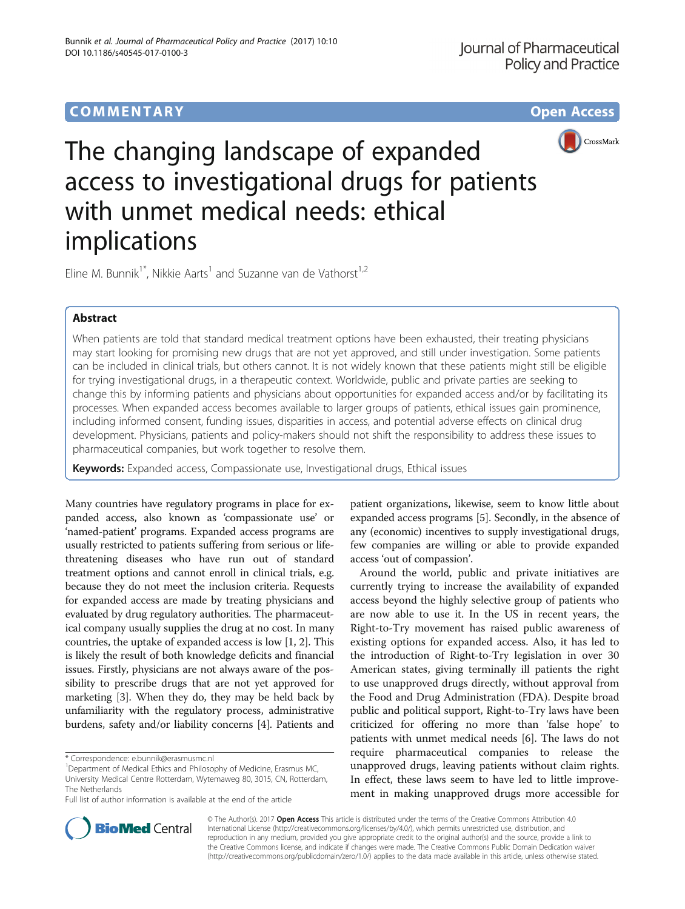COMMENTARY

Open Access

# The changing landscape of expanded access to investigational drugs for patients with unmet medical needs: ethical implications

Eline M. Bunnik[1*], Nikkie Aarts[1] and Suzanne van de Vathorst[1,2]

## Abstract

When patients are told that standard medical treatment options have been exhausted, their treating physicians may start looking for promising new drugs that are not yet approved, and still under investigation. Some patients can be included in clinical trials, but others cannot. It is not widely known that these patients might still be eligible for trying investigational drugs, in a therapeutic context. Worldwide, public and private parties are seeking to change this by informing patients and physicians about opportunities for expanded access and/or by facilitating its processes. When expanded access becomes available to larger groups of patients, ethical issues gain prominence, including informed consent, funding issues, disparities in access, and potential adverse effects on clinical drug development. Physicians, patients and policy-makers should not shift the responsibility to address these issues to pharmaceutical companies, but work together to resolve them.

**Keywords:** Expanded access, Compassionate use, Investigational drugs, Ethical issues

Many countries have regulatory programs in place for expanded access, also known as 'compassionate use' or 'named-patient' programs. Expanded access programs are usually restricted to patients suffering from serious or life-threatening diseases who have run out of standard treatment options and cannot enroll in clinical trials, e.g. because they do not meet the inclusion criteria. Requests for expanded access are made by treating physicians and evaluated by drug regulatory authorities. The pharmaceutical company usually supplies the drug at no cost. In many countries, the uptake of expanded access is low [1, 2]. This is likely the result of both knowledge deficits and financial issues. Firstly, physicians are not always aware of the possibility to prescribe drugs that are not yet approved for marketing [3]. When they do, they may be held back by unfamiliarity with the regulatory process, administrative burdens, safety and/or liability concerns [4]. Patients and patient organizations, likewise, seem to know little about expanded access programs [5]. Secondly, in the absence of any (economic) incentives to supply investigational drugs, few companies are willing or able to provide expanded access 'out of compassion'.

Around the world, public and private initiatives are currently trying to increase the availability of expanded access beyond the highly selective group of patients who are now able to use it. In the US in recent years, the Right-to-Try movement has raised public awareness of existing options for expanded access. Also, it has led to the introduction of Right-to-Try legislation in over 30 American states, giving terminally ill patients the right to use unapproved drugs directly, without approval from the Food and Drug Administration (FDA). Despite broad public and political support, Right-to-Try laws have been criticized for offering no more than 'false hope' to patients with unmet medical needs [6]. The laws do not require pharmaceutical companies to release the unapproved drugs, leaving patients without claim rights. In effect, these laws seem to have led to little improvement in making unapproved drugs more accessible for

\* Correspondence: e.bunnik@erasmusmc.nl

[1]Department of Medical Ethics and Philosophy of Medicine, Erasmus MC, University Medical Centre Rotterdam, Wytemaweg 80, 3015, CN, Rotterdam, The Netherlands

Full list of author information is available at the end of the article

© The Author(s). 2017 **Open Access** This article is distributed under the terms of the Creative Commons Attribution 4.0 International License (http://creativecommons.org/licenses/by/4.0/), which permits unrestricted use, distribution, and reproduction in any medium, provided you give appropriate credit to the original author(s) and the source, provide a link to the Creative Commons license, and indicate if changes were made. The Creative Commons Public Domain Dedication waiver (http://creativecommons.org/publicdomain/zero/1.0/) applies to the data made available in this article, unless otherwise stated.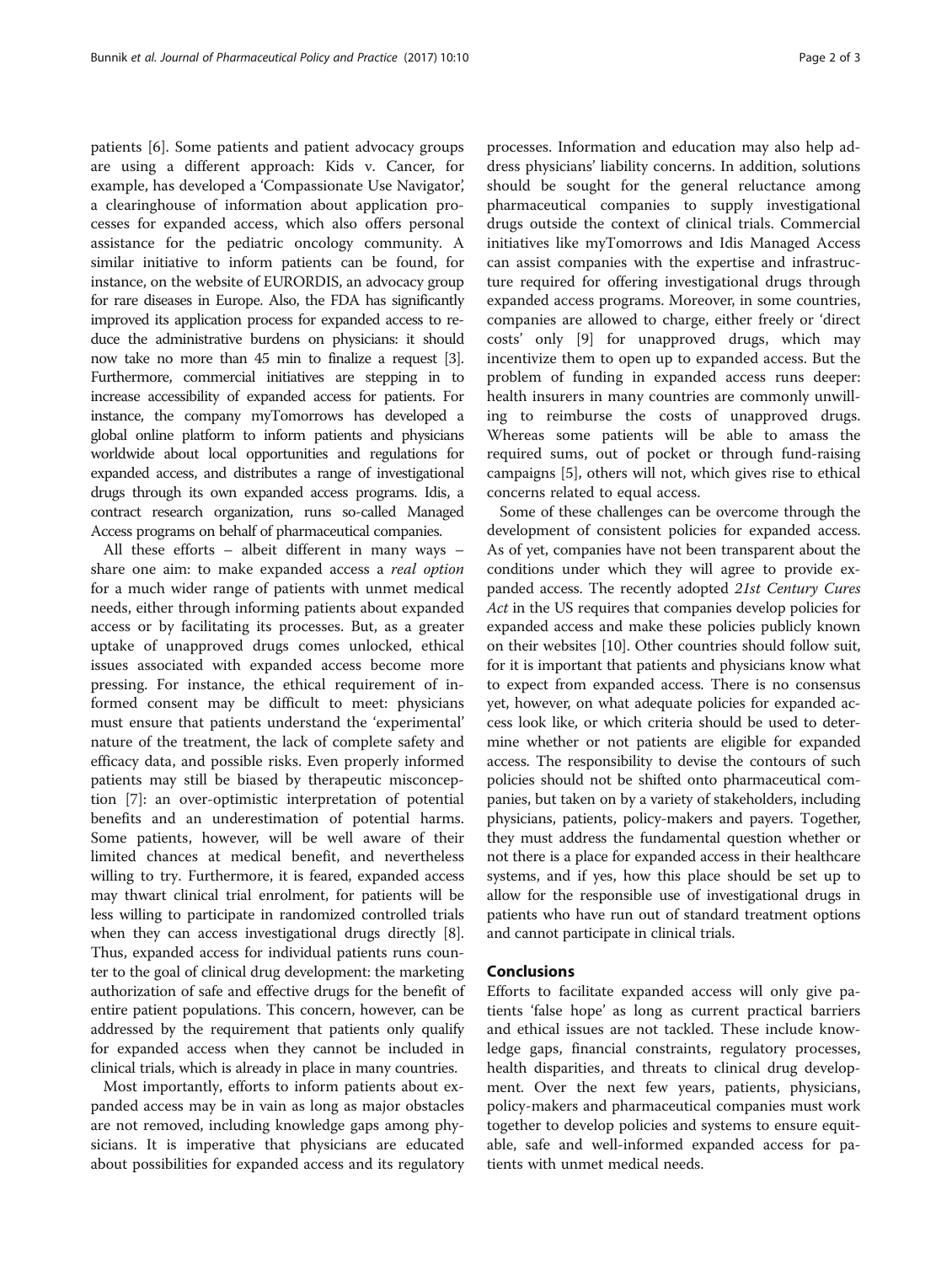patients [6]. Some patients and patient advocacy groups are using a different approach: Kids v. Cancer, for example, has developed a 'Compassionate Use Navigator', a clearinghouse of information about application processes for expanded access, which also offers personal assistance for the pediatric oncology community. A similar initiative to inform patients can be found, for instance, on the website of EURORDIS, an advocacy group for rare diseases in Europe. Also, the FDA has significantly improved its application process for expanded access to reduce the administrative burdens on physicians: it should now take no more than 45 min to finalize a request [3]. Furthermore, commercial initiatives are stepping in to increase accessibility of expanded access for patients. For instance, the company myTomorrows has developed a global online platform to inform patients and physicians worldwide about local opportunities and regulations for expanded access, and distributes a range of investigational drugs through its own expanded access programs. Idis, a contract research organization, runs so-called Managed Access programs on behalf of pharmaceutical companies.

All these efforts – albeit different in many ways – share one aim: to make expanded access a *real option* for a much wider range of patients with unmet medical needs, either through informing patients about expanded access or by facilitating its processes. But, as a greater uptake of unapproved drugs comes unlocked, ethical issues associated with expanded access become more pressing. For instance, the ethical requirement of informed consent may be difficult to meet: physicians must ensure that patients understand the 'experimental' nature of the treatment, the lack of complete safety and efficacy data, and possible risks. Even properly informed patients may still be biased by therapeutic misconception [7]: an over-optimistic interpretation of potential benefits and an underestimation of potential harms. Some patients, however, will be well aware of their limited chances at medical benefit, and nevertheless willing to try. Furthermore, it is feared, expanded access may thwart clinical trial enrolment, for patients will be less willing to participate in randomized controlled trials when they can access investigational drugs directly [8]. Thus, expanded access for individual patients runs counter to the goal of clinical drug development: the marketing authorization of safe and effective drugs for the benefit of entire patient populations. This concern, however, can be addressed by the requirement that patients only qualify for expanded access when they cannot be included in clinical trials, which is already in place in many countries.

Most importantly, efforts to inform patients about expanded access may be in vain as long as major obstacles are not removed, including knowledge gaps among physicians. It is imperative that physicians are educated about possibilities for expanded access and its regulatory processes. Information and education may also help address physicians' liability concerns. In addition, solutions should be sought for the general reluctance among pharmaceutical companies to supply investigational drugs outside the context of clinical trials. Commercial initiatives like myTomorrows and Idis Managed Access can assist companies with the expertise and infrastructure required for offering investigational drugs through expanded access programs. Moreover, in some countries, companies are allowed to charge, either freely or 'direct costs' only [9] for unapproved drugs, which may incentivize them to open up to expanded access. But the problem of funding in expanded access runs deeper: health insurers in many countries are commonly unwilling to reimburse the costs of unapproved drugs. Whereas some patients will be able to amass the required sums, out of pocket or through fund-raising campaigns [5], others will not, which gives rise to ethical concerns related to equal access.

Some of these challenges can be overcome through the development of consistent policies for expanded access. As of yet, companies have not been transparent about the conditions under which they will agree to provide expanded access. The recently adopted *21st Century Cures Act* in the US requires that companies develop policies for expanded access and make these policies publicly known on their websites [10]. Other countries should follow suit, for it is important that patients and physicians know what to expect from expanded access. There is no consensus yet, however, on what adequate policies for expanded access look like, or which criteria should be used to determine whether or not patients are eligible for expanded access. The responsibility to devise the contours of such policies should not be shifted onto pharmaceutical companies, but taken on by a variety of stakeholders, including physicians, patients, policy-makers and payers. Together, they must address the fundamental question whether or not there is a place for expanded access in their healthcare systems, and if yes, how this place should be set up to allow for the responsible use of investigational drugs in patients who have run out of standard treatment options and cannot participate in clinical trials.

## Conclusions

Efforts to facilitate expanded access will only give patients 'false hope' as long as current practical barriers and ethical issues are not tackled. These include knowledge gaps, financial constraints, regulatory processes, health disparities, and threats to clinical drug development. Over the next few years, patients, physicians, policy-makers and pharmaceutical companies must work together to develop policies and systems to ensure equitable, safe and well-informed expanded access for patients with unmet medical needs.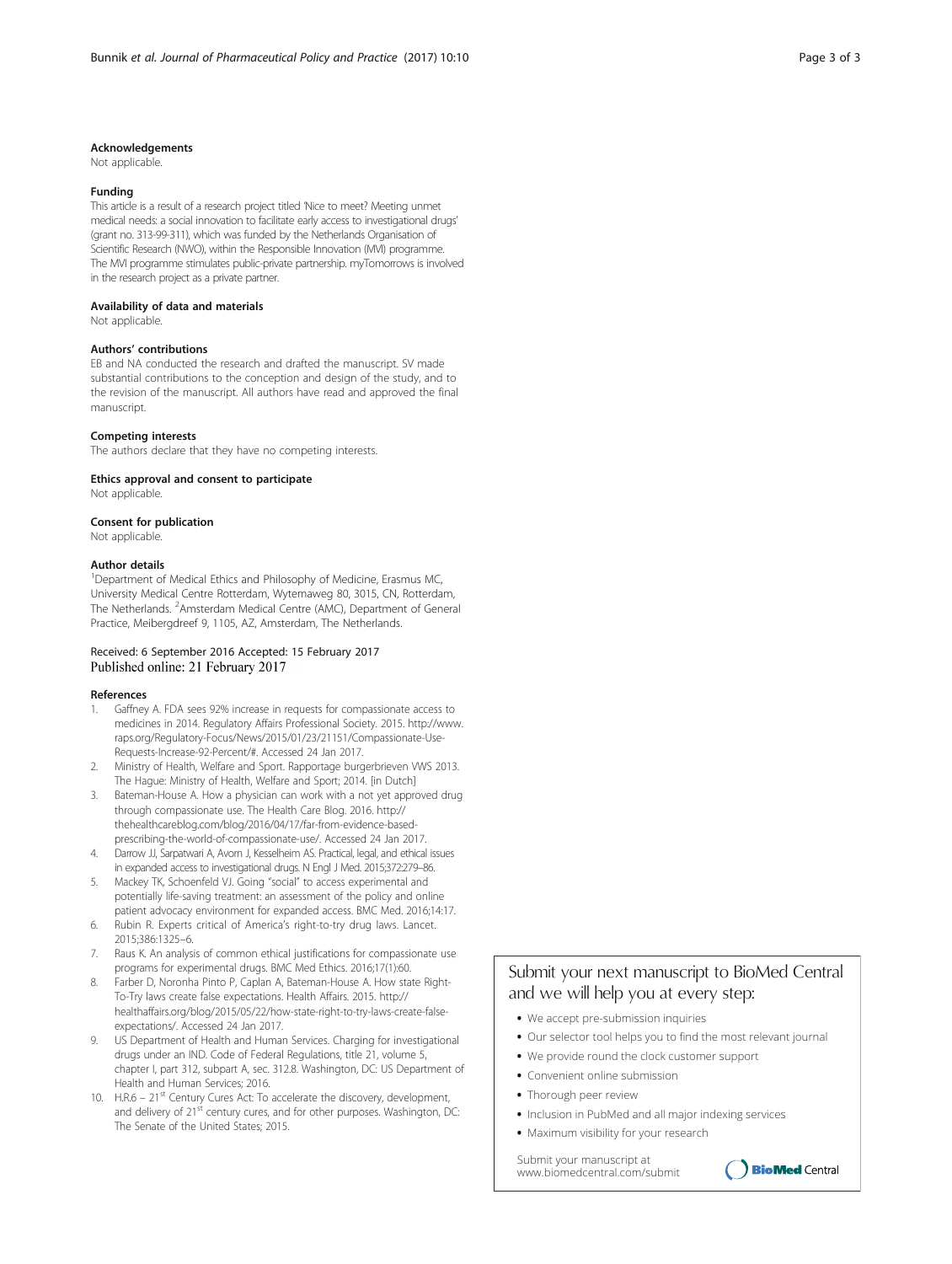#### Acknowledgements
Not applicable.

#### Funding
This article is a result of a research project titled 'Nice to meet? Meeting unmet medical needs: a social innovation to facilitate early access to investigational drugs' (grant no. 313-99-311), which was funded by the Netherlands Organisation of Scientific Research (NWO), within the Responsible Innovation (MVI) programme. The MVI programme stimulates public-private partnership. myTomorrows is involved in the research project as a private partner.

#### Availability of data and materials
Not applicable.

#### Authors' contributions
EB and NA conducted the research and drafted the manuscript. SV made substantial contributions to the conception and design of the study, and to the revision of the manuscript. All authors have read and approved the final manuscript.

#### Competing interests
The authors declare that they have no competing interests.

#### Ethics approval and consent to participate
Not applicable.

#### Consent for publication
Not applicable.

#### Author details
[1]Department of Medical Ethics and Philosophy of Medicine, Erasmus MC, University Medical Centre Rotterdam, Wytemaweg 80, 3015, CN, Rotterdam, The Netherlands. [2]Amsterdam Medical Centre (AMC), Department of General Practice, Meibergdreef 9, 1105, AZ, Amsterdam, The Netherlands.

Received: 6 September 2016 Accepted: 15 February 2017
Published online: 21 February 2017

#### References
1. Gaffney A. FDA sees 92% increase in requests for compassionate access to medicines in 2014. Regulatory Affairs Professional Society. 2015. http://www.raps.org/Regulatory-Focus/News/2015/01/23/21151/Compassionate-Use-Requests-Increase-92-Percent/#. Accessed 24 Jan 2017.
2. Ministry of Health, Welfare and Sport. Rapportage burgerbrieven VWS 2013. The Hague: Ministry of Health, Welfare and Sport; 2014. [in Dutch]
3. Bateman-House A. How a physician can work with a not yet approved drug through compassionate use. The Health Care Blog. 2016. http://thehealthcareblog.com/blog/2016/04/17/far-from-evidence-based-prescribing-the-world-of-compassionate-use/. Accessed 24 Jan 2017.
4. Darrow JJ, Sarpatwari A, Avorn J, Kesselheim AS. Practical, legal, and ethical issues in expanded access to investigational drugs. N Engl J Med. 2015;372:279–86.
5. Mackey TK, Schoenfeld VJ. Going "social" to access experimental and potentially life-saving treatment: an assessment of the policy and online patient advocacy environment for expanded access. BMC Med. 2016;14:17.
6. Rubin R. Experts critical of America's right-to-try drug laws. Lancet. 2015;386:1325–6.
7. Raus K. An analysis of common ethical justifications for compassionate use programs for experimental drugs. BMC Med Ethics. 2016;17(1):60.
8. Farber D, Noronha Pinto P, Caplan A, Bateman-House A. How state Right-To-Try laws create false expectations. Health Affairs. 2015. http://healthaffairs.org/blog/2015/05/22/how-state-right-to-try-laws-create-false-expectations/. Accessed 24 Jan 2017.
9. US Department of Health and Human Services. Charging for investigational drugs under an IND. Code of Federal Regulations, title 21, volume 5, chapter I, part 312, subpart A, sec. 312.8. Washington, DC: US Department of Health and Human Services; 2016.
10. H.R.6 – 21st Century Cures Act: To accelerate the discovery, development, and delivery of 21st century cures, and for other purposes. Washington, DC: The Senate of the United States; 2015.

Submit your next manuscript to BioMed Central and we will help you at every step:

- We accept pre-submission inquiries
- Our selector tool helps you to find the most relevant journal
- We provide round the clock customer support
- Convenient online submission
- Thorough peer review
- Inclusion in PubMed and all major indexing services
- Maximum visibility for your research

Submit your manuscript at www.biomedcentral.com/submit

BioMed Central